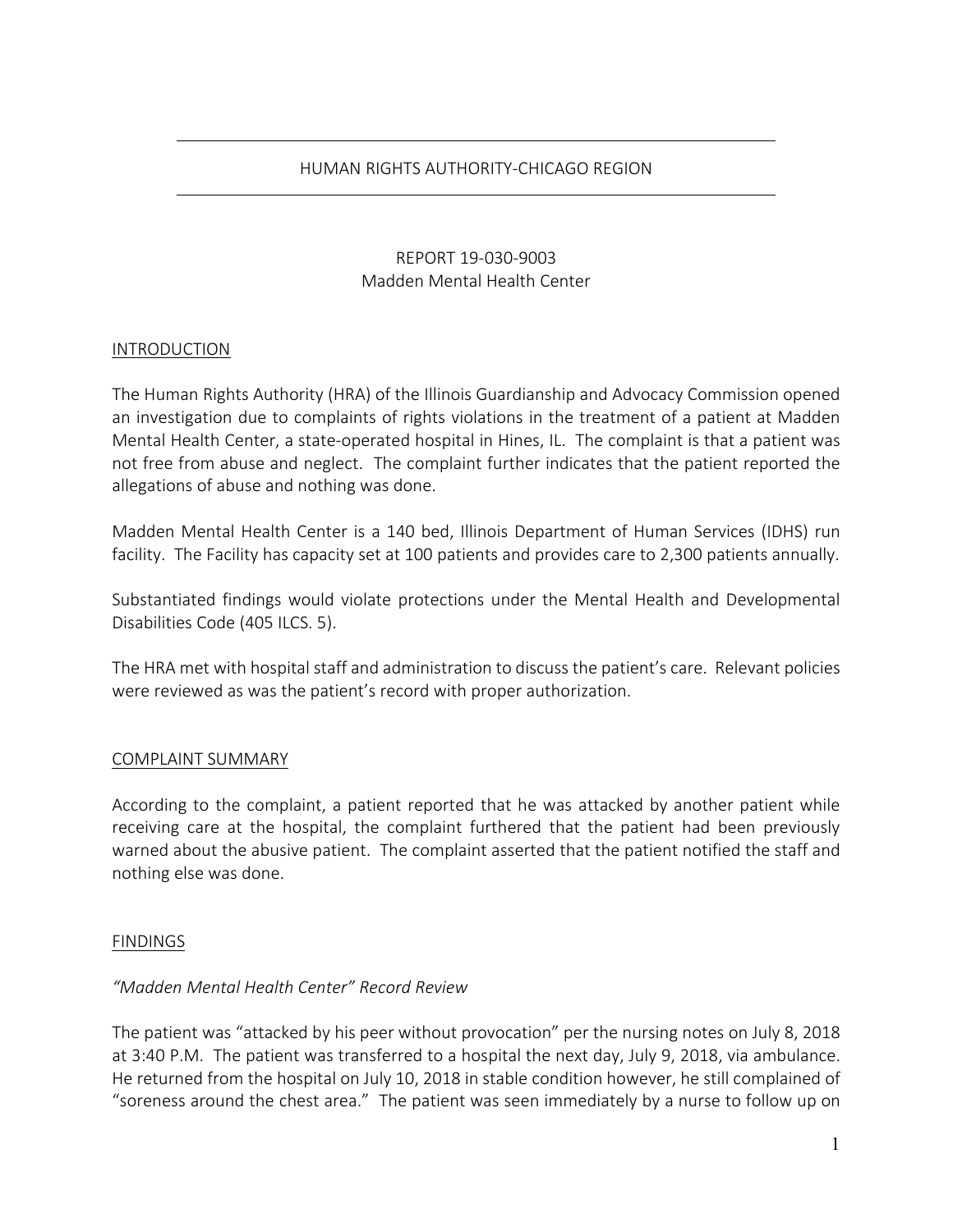# HUMAN RIGHTS AUTHORITY-CHICAGO REGION

REPORT 19-030-9003
Madden Mental Health Center

## INTRODUCTION

The Human Rights Authority (HRA) of the Illinois Guardianship and Advocacy Commission opened an investigation due to complaints of rights violations in the treatment of a patient at Madden Mental Health Center, a state-operated hospital in Hines, IL. The complaint is that a patient was not free from abuse and neglect. The complaint further indicates that the patient reported the allegations of abuse and nothing was done.

Madden Mental Health Center is a 140 bed, Illinois Department of Human Services (IDHS) run facility. The Facility has capacity set at 100 patients and provides care to 2,300 patients annually.

Substantiated findings would violate protections under the Mental Health and Developmental Disabilities Code (405 ILCS. 5).

The HRA met with hospital staff and administration to discuss the patient's care. Relevant policies were reviewed as was the patient's record with proper authorization.

## COMPLAINT SUMMARY

According to the complaint, a patient reported that he was attacked by another patient while receiving care at the hospital, the complaint furthered that the patient had been previously warned about the abusive patient. The complaint asserted that the patient notified the staff and nothing else was done.

## FINDINGS

*"Madden Mental Health Center" Record Review*

The patient was "attacked by his peer without provocation" per the nursing notes on July 8, 2018 at 3:40 P.M. The patient was transferred to a hospital the next day, July 9, 2018, via ambulance. He returned from the hospital on July 10, 2018 in stable condition however, he still complained of "soreness around the chest area." The patient was seen immediately by a nurse to follow up on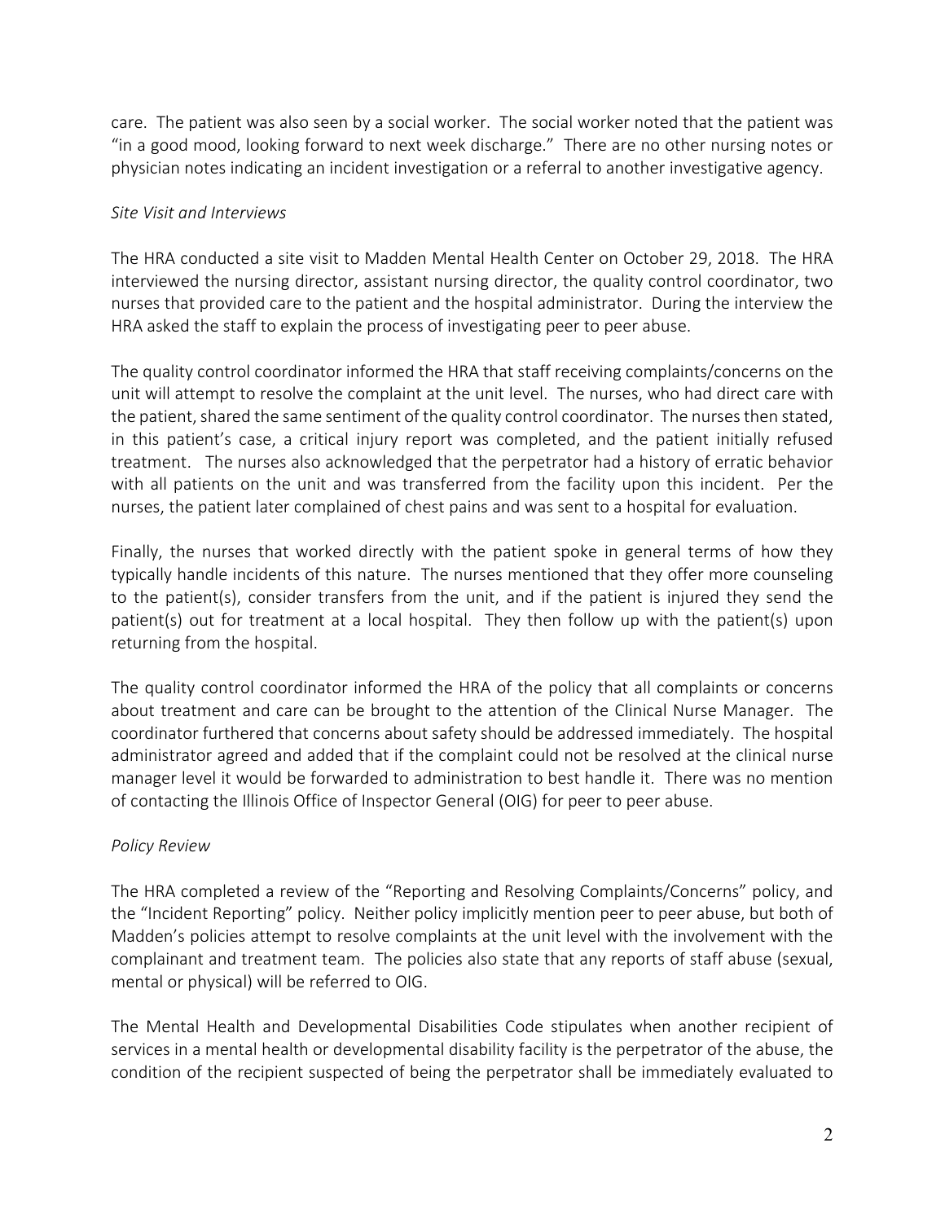care. The patient was also seen by a social worker. The social worker noted that the patient was "in a good mood, looking forward to next week discharge." There are no other nursing notes or physician notes indicating an incident investigation or a referral to another investigative agency.

*Site Visit and Interviews*

The HRA conducted a site visit to Madden Mental Health Center on October 29, 2018. The HRA interviewed the nursing director, assistant nursing director, the quality control coordinator, two nurses that provided care to the patient and the hospital administrator. During the interview the HRA asked the staff to explain the process of investigating peer to peer abuse.

The quality control coordinator informed the HRA that staff receiving complaints/concerns on the unit will attempt to resolve the complaint at the unit level. The nurses, who had direct care with the patient, shared the same sentiment of the quality control coordinator. The nurses then stated, in this patient's case, a critical injury report was completed, and the patient initially refused treatment. The nurses also acknowledged that the perpetrator had a history of erratic behavior with all patients on the unit and was transferred from the facility upon this incident. Per the nurses, the patient later complained of chest pains and was sent to a hospital for evaluation.

Finally, the nurses that worked directly with the patient spoke in general terms of how they typically handle incidents of this nature. The nurses mentioned that they offer more counseling to the patient(s), consider transfers from the unit, and if the patient is injured they send the patient(s) out for treatment at a local hospital. They then follow up with the patient(s) upon returning from the hospital.

The quality control coordinator informed the HRA of the policy that all complaints or concerns about treatment and care can be brought to the attention of the Clinical Nurse Manager. The coordinator furthered that concerns about safety should be addressed immediately. The hospital administrator agreed and added that if the complaint could not be resolved at the clinical nurse manager level it would be forwarded to administration to best handle it. There was no mention of contacting the Illinois Office of Inspector General (OIG) for peer to peer abuse.

*Policy Review*

The HRA completed a review of the "Reporting and Resolving Complaints/Concerns" policy, and the "Incident Reporting" policy. Neither policy implicitly mention peer to peer abuse, but both of Madden's policies attempt to resolve complaints at the unit level with the involvement with the complainant and treatment team. The policies also state that any reports of staff abuse (sexual, mental or physical) will be referred to OIG.

The Mental Health and Developmental Disabilities Code stipulates when another recipient of services in a mental health or developmental disability facility is the perpetrator of the abuse, the condition of the recipient suspected of being the perpetrator shall be immediately evaluated to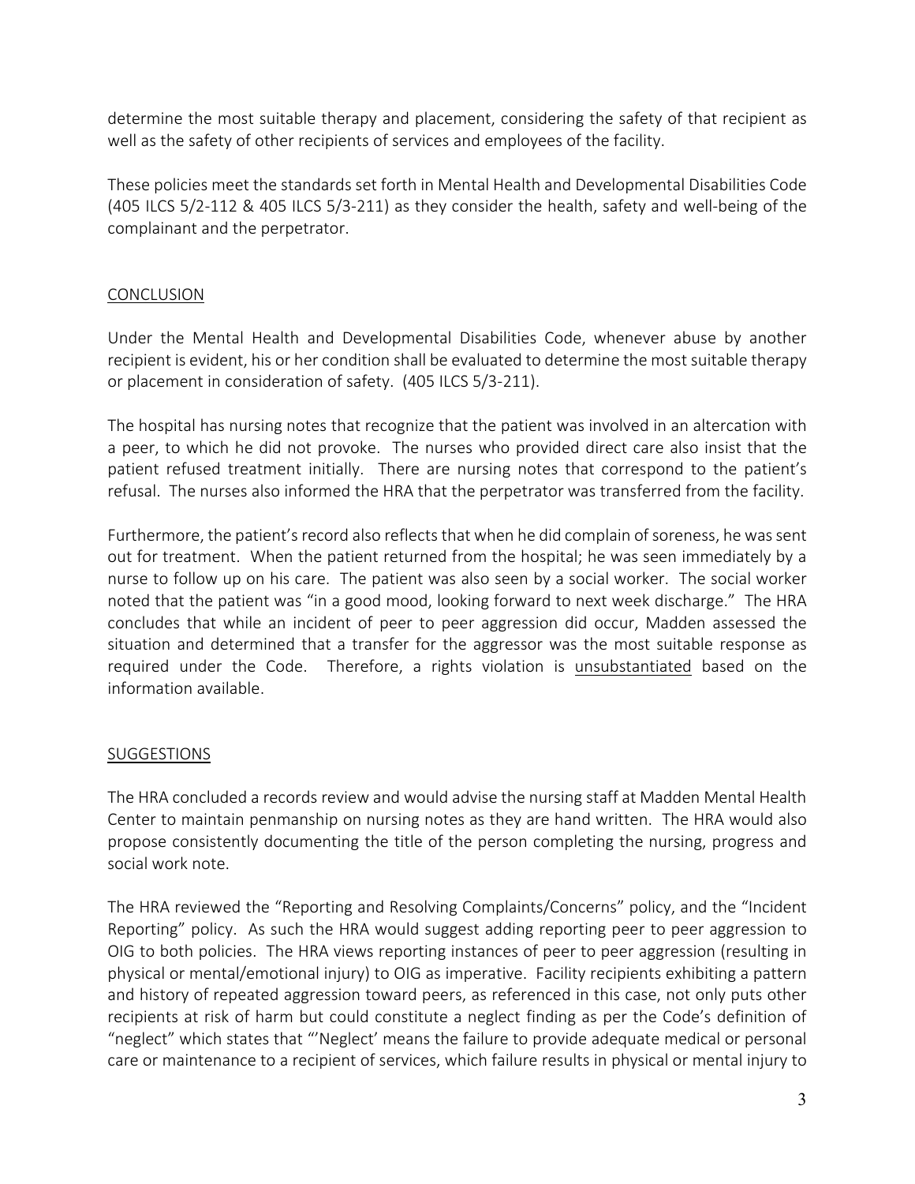determine the most suitable therapy and placement, considering the safety of that recipient as well as the safety of other recipients of services and employees of the facility.

These policies meet the standards set forth in Mental Health and Developmental Disabilities Code (405 ILCS 5/2-112 & 405 ILCS 5/3-211) as they consider the health, safety and well-being of the complainant and the perpetrator.

## CONCLUSION

Under the Mental Health and Developmental Disabilities Code, whenever abuse by another recipient is evident, his or her condition shall be evaluated to determine the most suitable therapy or placement in consideration of safety. (405 ILCS 5/3-211).

The hospital has nursing notes that recognize that the patient was involved in an altercation with a peer, to which he did not provoke. The nurses who provided direct care also insist that the patient refused treatment initially. There are nursing notes that correspond to the patient's refusal. The nurses also informed the HRA that the perpetrator was transferred from the facility.

Furthermore, the patient's record also reflects that when he did complain of soreness, he was sent out for treatment. When the patient returned from the hospital; he was seen immediately by a nurse to follow up on his care. The patient was also seen by a social worker. The social worker noted that the patient was "in a good mood, looking forward to next week discharge." The HRA concludes that while an incident of peer to peer aggression did occur, Madden assessed the situation and determined that a transfer for the aggressor was the most suitable response as required under the Code. Therefore, a rights violation is unsubstantiated based on the information available.

## SUGGESTIONS

The HRA concluded a records review and would advise the nursing staff at Madden Mental Health Center to maintain penmanship on nursing notes as they are hand written. The HRA would also propose consistently documenting the title of the person completing the nursing, progress and social work note.

The HRA reviewed the "Reporting and Resolving Complaints/Concerns" policy, and the "Incident Reporting" policy. As such the HRA would suggest adding reporting peer to peer aggression to OIG to both policies. The HRA views reporting instances of peer to peer aggression (resulting in physical or mental/emotional injury) to OIG as imperative. Facility recipients exhibiting a pattern and history of repeated aggression toward peers, as referenced in this case, not only puts other recipients at risk of harm but could constitute a neglect finding as per the Code's definition of "neglect" which states that "'Neglect' means the failure to provide adequate medical or personal care or maintenance to a recipient of services, which failure results in physical or mental injury to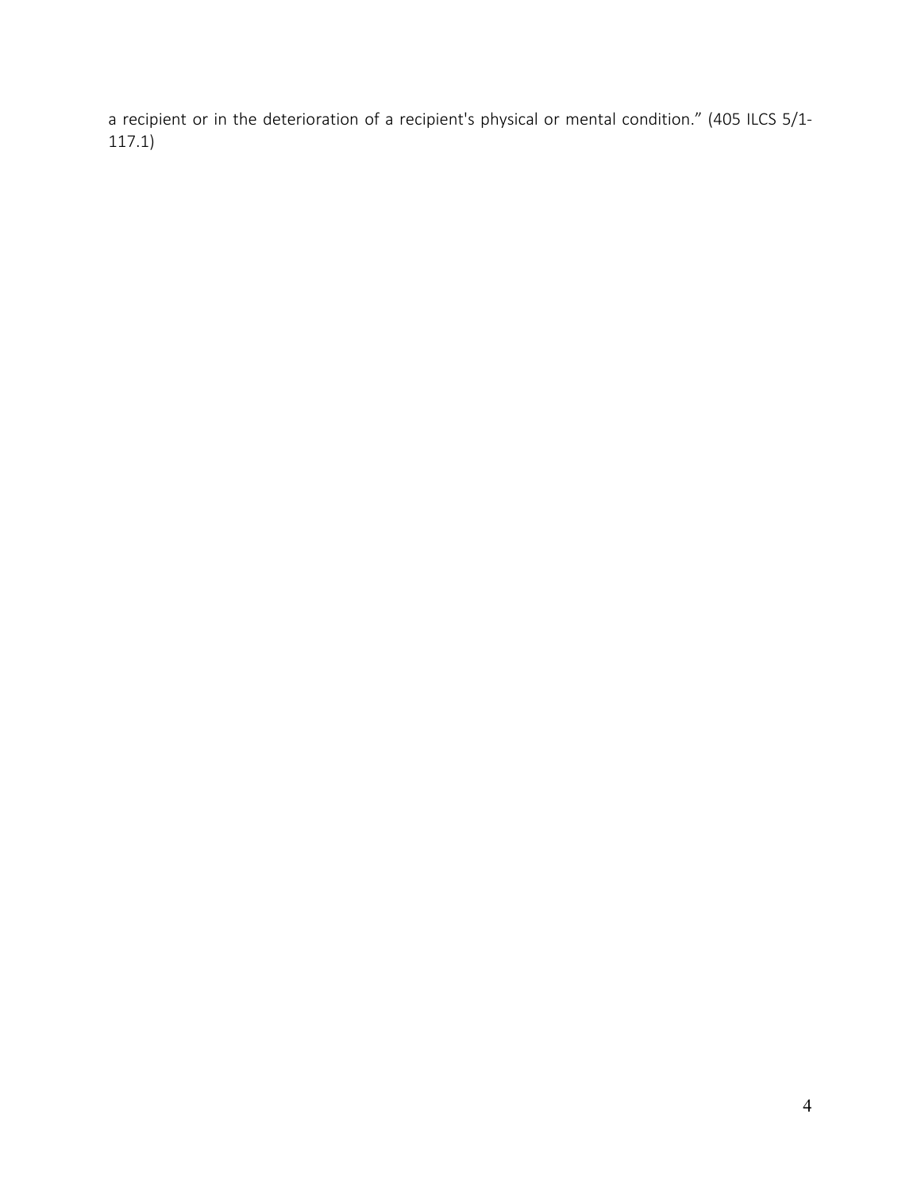a recipient or in the deterioration of a recipient's physical or mental condition." (405 ILCS 5/1-117.1)